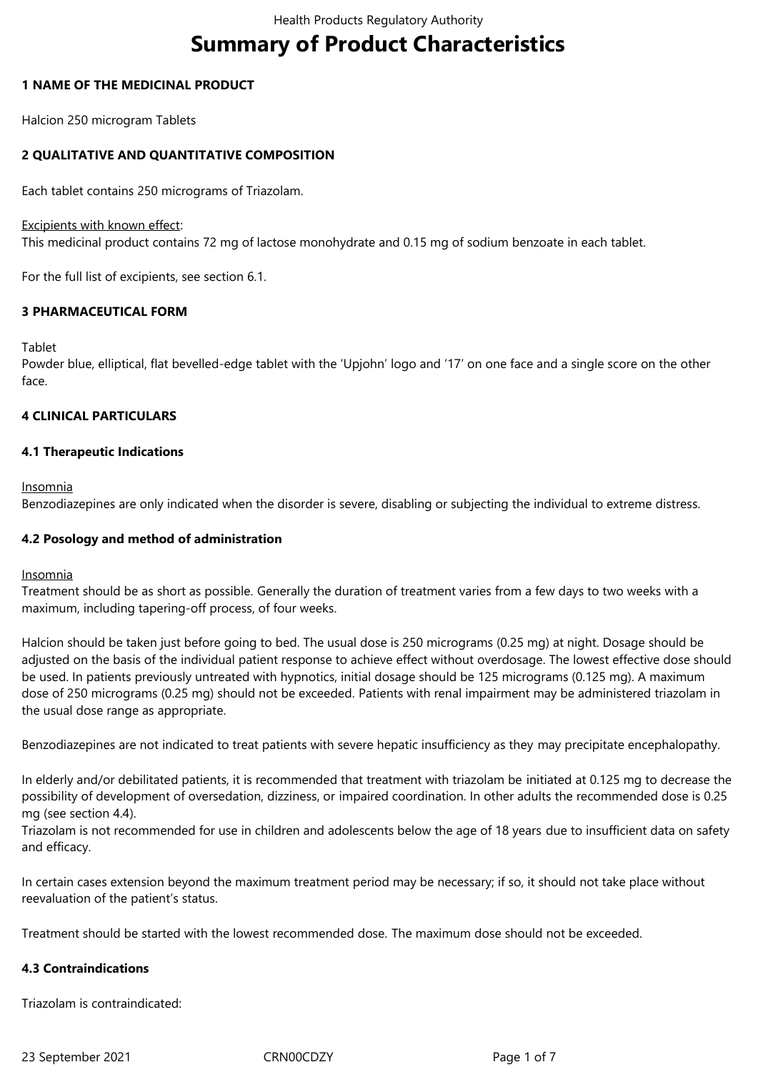# Summary of Product Characteristics

## 1 NAME OF THE MEDICINAL PRODUCT

Halcion 250 microgram Tablets

## 2 QUALITATIVE AND QUANTITATIVE COMPOSITION

Each tablet contains 250 micrograms of Triazolam.

Excipients with known effect:
This medicinal product contains 72 mg of lactose monohydrate and 0.15 mg of sodium benzoate in each tablet.

For the full list of excipients, see section 6.1.

## 3 PHARMACEUTICAL FORM

Tablet
Powder blue, elliptical, flat bevelled-edge tablet with the 'Upjohn' logo and '17' on one face and a single score on the other face.

## 4 CLINICAL PARTICULARS

### 4.1 Therapeutic Indications

Insomnia
Benzodiazepines are only indicated when the disorder is severe, disabling or subjecting the individual to extreme distress.

### 4.2 Posology and method of administration

Insomnia
Treatment should be as short as possible. Generally the duration of treatment varies from a few days to two weeks with a maximum, including tapering-off process, of four weeks.

Halcion should be taken just before going to bed. The usual dose is 250 micrograms (0.25 mg) at night. Dosage should be adjusted on the basis of the individual patient response to achieve effect without overdosage. The lowest effective dose should be used. In patients previously untreated with hypnotics, initial dosage should be 125 micrograms (0.125 mg). A maximum dose of 250 micrograms (0.25 mg) should not be exceeded. Patients with renal impairment may be administered triazolam in the usual dose range as appropriate.

Benzodiazepines are not indicated to treat patients with severe hepatic insufficiency as they may precipitate encephalopathy.

In elderly and/or debilitated patients, it is recommended that treatment with triazolam be initiated at 0.125 mg to decrease the possibility of development of oversedation, dizziness, or impaired coordination. In other adults the recommended dose is 0.25 mg (see section 4.4).
Triazolam is not recommended for use in children and adolescents below the age of 18 years due to insufficient data on safety and efficacy.

In certain cases extension beyond the maximum treatment period may be necessary; if so, it should not take place without reevaluation of the patient's status.

Treatment should be started with the lowest recommended dose. The maximum dose should not be exceeded.

### 4.3 Contraindications

Triazolam is contraindicated: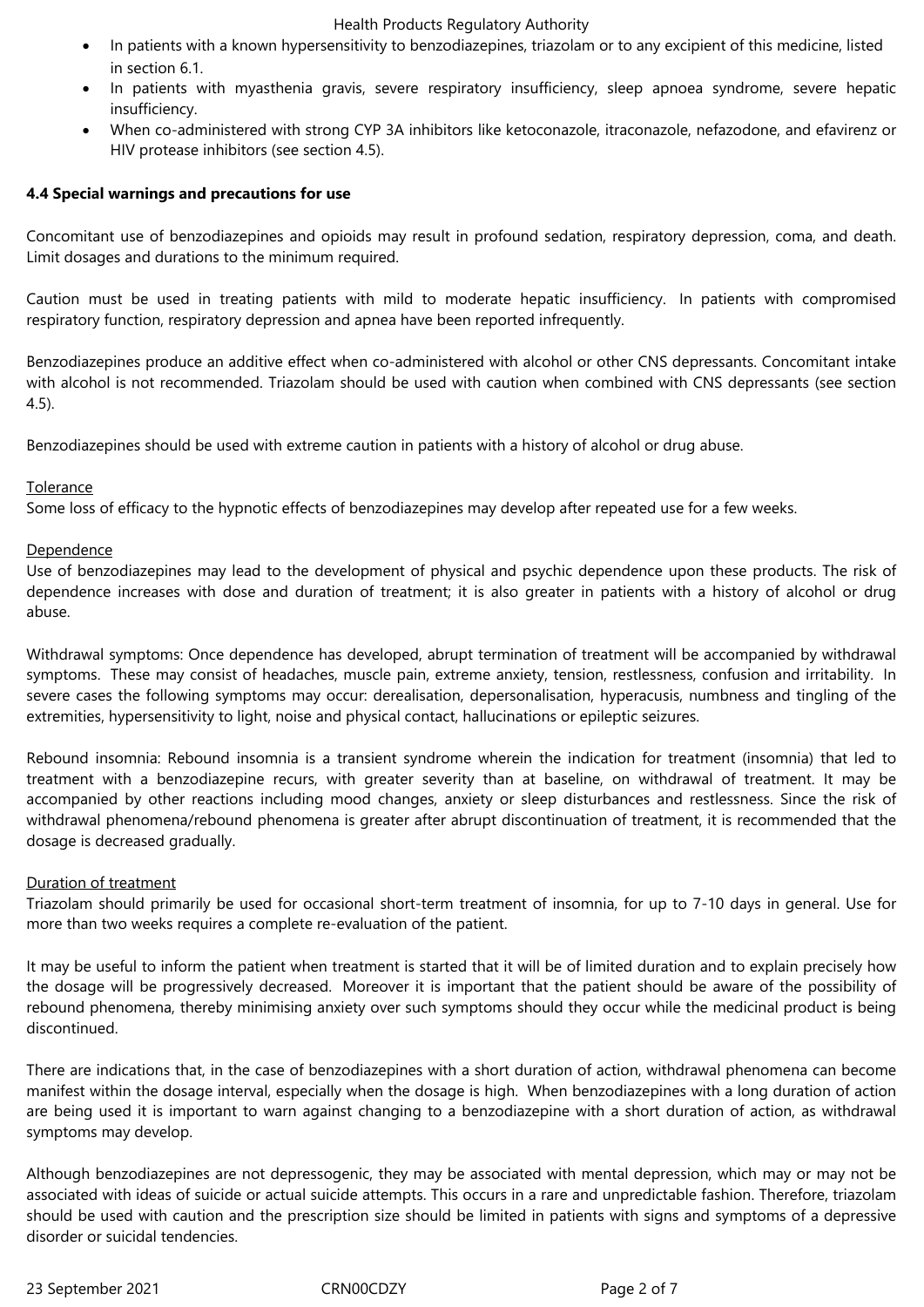- In patients with a known hypersensitivity to benzodiazepines, triazolam or to any excipient of this medicine, listed in section 6.1.
- In patients with myasthenia gravis, severe respiratory insufficiency, sleep apnoea syndrome, severe hepatic insufficiency.
- When co-administered with strong CYP 3A inhibitors like ketoconazole, itraconazole, nefazodone, and efavirenz or HIV protease inhibitors (see section 4.5).

**4.4 Special warnings and precautions for use**

Concomitant use of benzodiazepines and opioids may result in profound sedation, respiratory depression, coma, and death. Limit dosages and durations to the minimum required.

Caution must be used in treating patients with mild to moderate hepatic insufficiency. In patients with compromised respiratory function, respiratory depression and apnea have been reported infrequently.

Benzodiazepines produce an additive effect when co-administered with alcohol or other CNS depressants. Concomitant intake with alcohol is not recommended. Triazolam should be used with caution when combined with CNS depressants (see section 4.5).

Benzodiazepines should be used with extreme caution in patients with a history of alcohol or drug abuse.

Tolerance

Some loss of efficacy to the hypnotic effects of benzodiazepines may develop after repeated use for a few weeks.

Dependence

Use of benzodiazepines may lead to the development of physical and psychic dependence upon these products. The risk of dependence increases with dose and duration of treatment; it is also greater in patients with a history of alcohol or drug abuse.

Withdrawal symptoms: Once dependence has developed, abrupt termination of treatment will be accompanied by withdrawal symptoms. These may consist of headaches, muscle pain, extreme anxiety, tension, restlessness, confusion and irritability. In severe cases the following symptoms may occur: derealisation, depersonalisation, hyperacusis, numbness and tingling of the extremities, hypersensitivity to light, noise and physical contact, hallucinations or epileptic seizures.

Rebound insomnia: Rebound insomnia is a transient syndrome wherein the indication for treatment (insomnia) that led to treatment with a benzodiazepine recurs, with greater severity than at baseline, on withdrawal of treatment. It may be accompanied by other reactions including mood changes, anxiety or sleep disturbances and restlessness. Since the risk of withdrawal phenomena/rebound phenomena is greater after abrupt discontinuation of treatment, it is recommended that the dosage is decreased gradually.

Duration of treatment

Triazolam should primarily be used for occasional short-term treatment of insomnia, for up to 7-10 days in general. Use for more than two weeks requires a complete re-evaluation of the patient.

It may be useful to inform the patient when treatment is started that it will be of limited duration and to explain precisely how the dosage will be progressively decreased. Moreover it is important that the patient should be aware of the possibility of rebound phenomena, thereby minimising anxiety over such symptoms should they occur while the medicinal product is being discontinued.

There are indications that, in the case of benzodiazepines with a short duration of action, withdrawal phenomena can become manifest within the dosage interval, especially when the dosage is high. When benzodiazepines with a long duration of action are being used it is important to warn against changing to a benzodiazepine with a short duration of action, as withdrawal symptoms may develop.

Although benzodiazepines are not depressogenic, they may be associated with mental depression, which may or may not be associated with ideas of suicide or actual suicide attempts. This occurs in a rare and unpredictable fashion. Therefore, triazolam should be used with caution and the prescription size should be limited in patients with signs and symptoms of a depressive disorder or suicidal tendencies.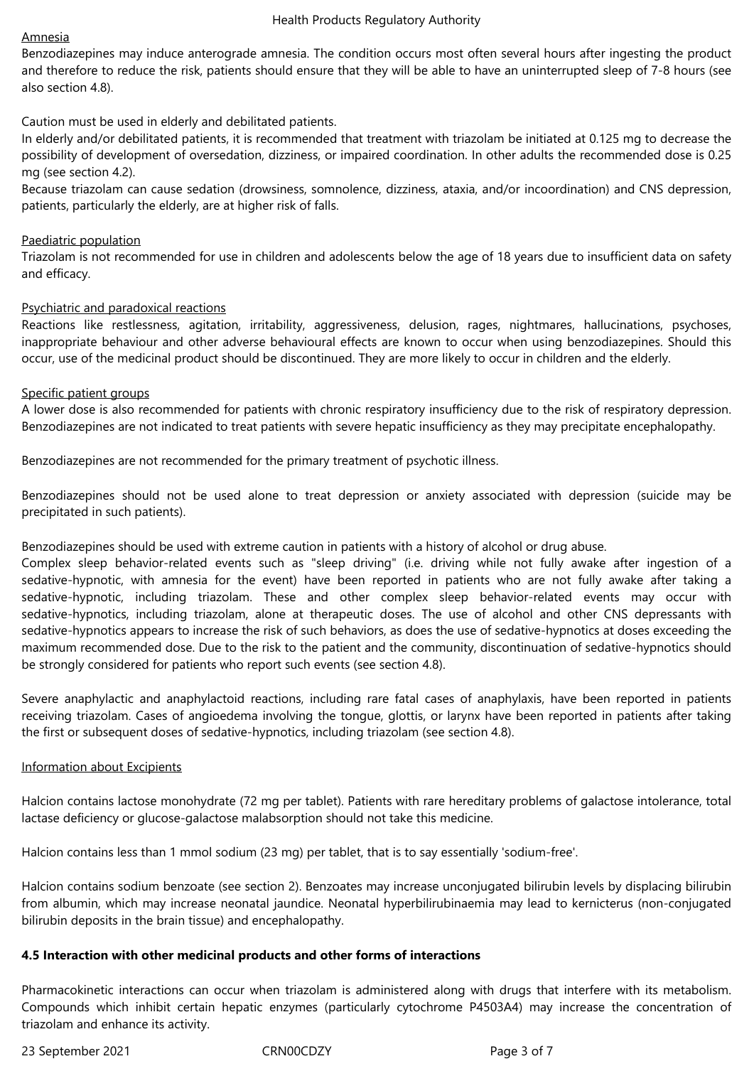Amnesia

Benzodiazepines may induce anterograde amnesia. The condition occurs most often several hours after ingesting the product and therefore to reduce the risk, patients should ensure that they will be able to have an uninterrupted sleep of 7-8 hours (see also section 4.8).

Caution must be used in elderly and debilitated patients.

In elderly and/or debilitated patients, it is recommended that treatment with triazolam be initiated at 0.125 mg to decrease the possibility of development of oversedation, dizziness, or impaired coordination. In other adults the recommended dose is 0.25 mg (see section 4.2).

Because triazolam can cause sedation (drowsiness, somnolence, dizziness, ataxia, and/or incoordination) and CNS depression, patients, particularly the elderly, are at higher risk of falls.

Paediatric population

Triazolam is not recommended for use in children and adolescents below the age of 18 years due to insufficient data on safety and efficacy.

Psychiatric and paradoxical reactions

Reactions like restlessness, agitation, irritability, aggressiveness, delusion, rages, nightmares, hallucinations, psychoses, inappropriate behaviour and other adverse behavioural effects are known to occur when using benzodiazepines. Should this occur, use of the medicinal product should be discontinued. They are more likely to occur in children and the elderly.

Specific patient groups

A lower dose is also recommended for patients with chronic respiratory insufficiency due to the risk of respiratory depression. Benzodiazepines are not indicated to treat patients with severe hepatic insufficiency as they may precipitate encephalopathy.

Benzodiazepines are not recommended for the primary treatment of psychotic illness.

Benzodiazepines should not be used alone to treat depression or anxiety associated with depression (suicide may be precipitated in such patients).

Benzodiazepines should be used with extreme caution in patients with a history of alcohol or drug abuse.

Complex sleep behavior-related events such as "sleep driving" (i.e. driving while not fully awake after ingestion of a sedative-hypnotic, with amnesia for the event) have been reported in patients who are not fully awake after taking a sedative-hypnotic, including triazolam. These and other complex sleep behavior-related events may occur with sedative-hypnotics, including triazolam, alone at therapeutic doses. The use of alcohol and other CNS depressants with sedative-hypnotics appears to increase the risk of such behaviors, as does the use of sedative-hypnotics at doses exceeding the maximum recommended dose. Due to the risk to the patient and the community, discontinuation of sedative-hypnotics should be strongly considered for patients who report such events (see section 4.8).

Severe anaphylactic and anaphylactoid reactions, including rare fatal cases of anaphylaxis, have been reported in patients receiving triazolam. Cases of angioedema involving the tongue, glottis, or larynx have been reported in patients after taking the first or subsequent doses of sedative-hypnotics, including triazolam (see section 4.8).

Information about Excipients

Halcion contains lactose monohydrate (72 mg per tablet). Patients with rare hereditary problems of galactose intolerance, total lactase deficiency or glucose-galactose malabsorption should not take this medicine.

Halcion contains less than 1 mmol sodium (23 mg) per tablet, that is to say essentially 'sodium-free'.

Halcion contains sodium benzoate (see section 2). Benzoates may increase unconjugated bilirubin levels by displacing bilirubin from albumin, which may increase neonatal jaundice. Neonatal hyperbilirubinaemia may lead to kernicterus (non-conjugated bilirubin deposits in the brain tissue) and encephalopathy.

**4.5 Interaction with other medicinal products and other forms of interactions**

Pharmacokinetic interactions can occur when triazolam is administered along with drugs that interfere with its metabolism. Compounds which inhibit certain hepatic enzymes (particularly cytochrome P4503A4) may increase the concentration of triazolam and enhance its activity.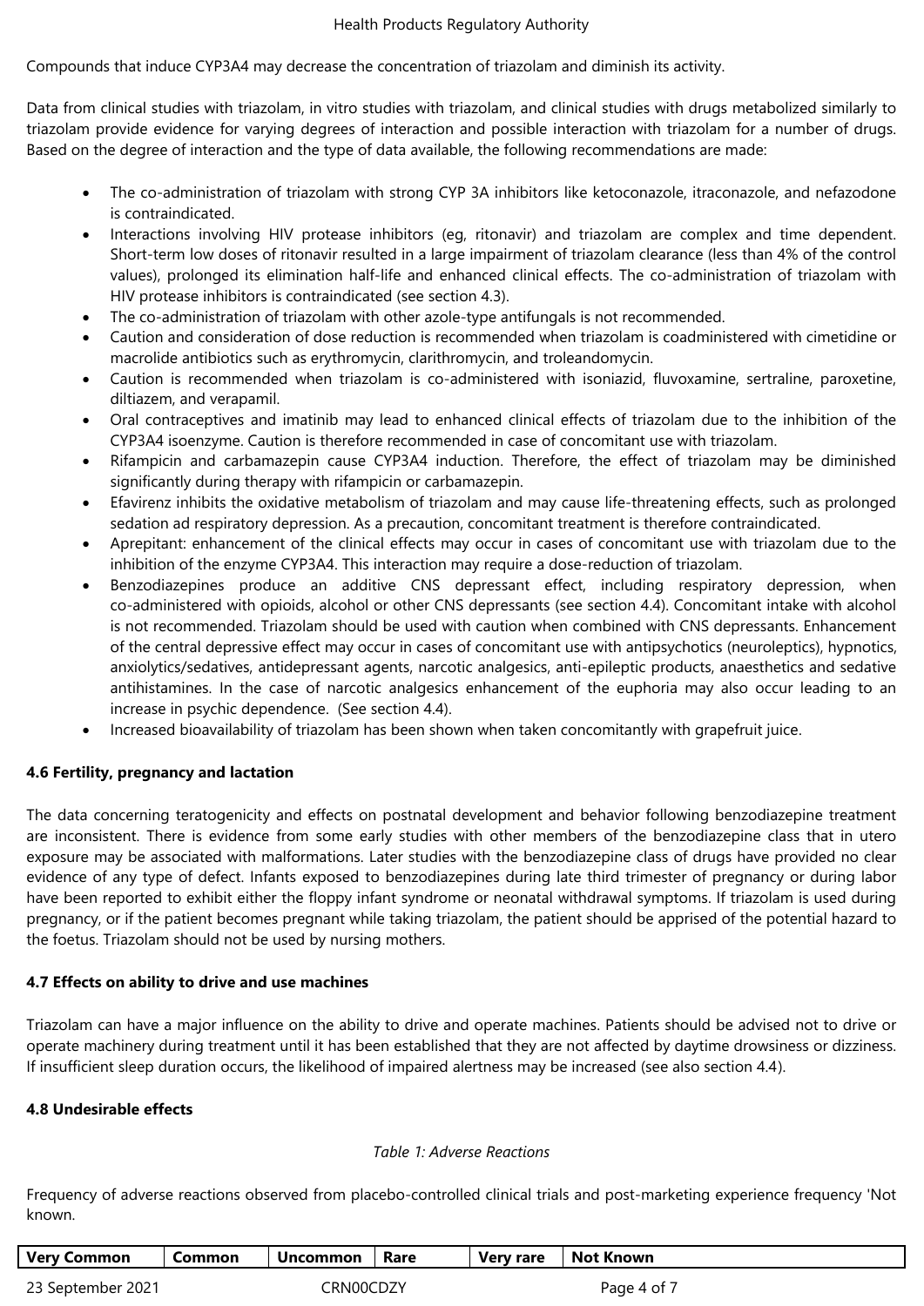Compounds that induce CYP3A4 may decrease the concentration of triazolam and diminish its activity.

Data from clinical studies with triazolam, in vitro studies with triazolam, and clinical studies with drugs metabolized similarly to triazolam provide evidence for varying degrees of interaction and possible interaction with triazolam for a number of drugs. Based on the degree of interaction and the type of data available, the following recommendations are made:

- The co-administration of triazolam with strong CYP 3A inhibitors like ketoconazole, itraconazole, and nefazodone is contraindicated.
- Interactions involving HIV protease inhibitors (eg, ritonavir) and triazolam are complex and time dependent. Short-term low doses of ritonavir resulted in a large impairment of triazolam clearance (less than 4% of the control values), prolonged its elimination half-life and enhanced clinical effects. The co-administration of triazolam with HIV protease inhibitors is contraindicated (see section 4.3).
- The co-administration of triazolam with other azole-type antifungals is not recommended.
- Caution and consideration of dose reduction is recommended when triazolam is coadministered with cimetidine or macrolide antibiotics such as erythromycin, clarithromycin, and troleandomycin.
- Caution is recommended when triazolam is co-administered with isoniazid, fluvoxamine, sertraline, paroxetine, diltiazem, and verapamil.
- Oral contraceptives and imatinib may lead to enhanced clinical effects of triazolam due to the inhibition of the CYP3A4 isoenzyme. Caution is therefore recommended in case of concomitant use with triazolam.
- Rifampicin and carbamazepin cause CYP3A4 induction. Therefore, the effect of triazolam may be diminished significantly during therapy with rifampicin or carbamazepin.
- Efavirenz inhibits the oxidative metabolism of triazolam and may cause life-threatening effects, such as prolonged sedation ad respiratory depression. As a precaution, concomitant treatment is therefore contraindicated.
- Aprepitant: enhancement of the clinical effects may occur in cases of concomitant use with triazolam due to the inhibition of the enzyme CYP3A4. This interaction may require a dose-reduction of triazolam.
- Benzodiazepines produce an additive CNS depressant effect, including respiratory depression, when co-administered with opioids, alcohol or other CNS depressants (see section 4.4). Concomitant intake with alcohol is not recommended. Triazolam should be used with caution when combined with CNS depressants. Enhancement of the central depressive effect may occur in cases of concomitant use with antipsychotics (neuroleptics), hypnotics, anxiolytics/sedatives, antidepressant agents, narcotic analgesics, anti-epileptic products, anaesthetics and sedative antihistamines. In the case of narcotic analgesics enhancement of the euphoria may also occur leading to an increase in psychic dependence. (See section 4.4).
- Increased bioavailability of triazolam has been shown when taken concomitantly with grapefruit juice.

**4.6 Fertility, pregnancy and lactation**

The data concerning teratogenicity and effects on postnatal development and behavior following benzodiazepine treatment are inconsistent. There is evidence from some early studies with other members of the benzodiazepine class that in utero exposure may be associated with malformations. Later studies with the benzodiazepine class of drugs have provided no clear evidence of any type of defect. Infants exposed to benzodiazepines during late third trimester of pregnancy or during labor have been reported to exhibit either the floppy infant syndrome or neonatal withdrawal symptoms. If triazolam is used during pregnancy, or if the patient becomes pregnant while taking triazolam, the patient should be apprised of the potential hazard to the foetus. Triazolam should not be used by nursing mothers.

**4.7 Effects on ability to drive and use machines**

Triazolam can have a major influence on the ability to drive and operate machines. Patients should be advised not to drive or operate machinery during treatment until it has been established that they are not affected by daytime drowsiness or dizziness. If insufficient sleep duration occurs, the likelihood of impaired alertness may be increased (see also section 4.4).

**4.8 Undesirable effects**

*Table 1: Adverse Reactions*

Frequency of adverse reactions observed from placebo-controlled clinical trials and post-marketing experience frequency 'Not known.

| Very Common | Common | Uncommon | Rare | Very rare | Not Known |
|---|---|---|---|---|---|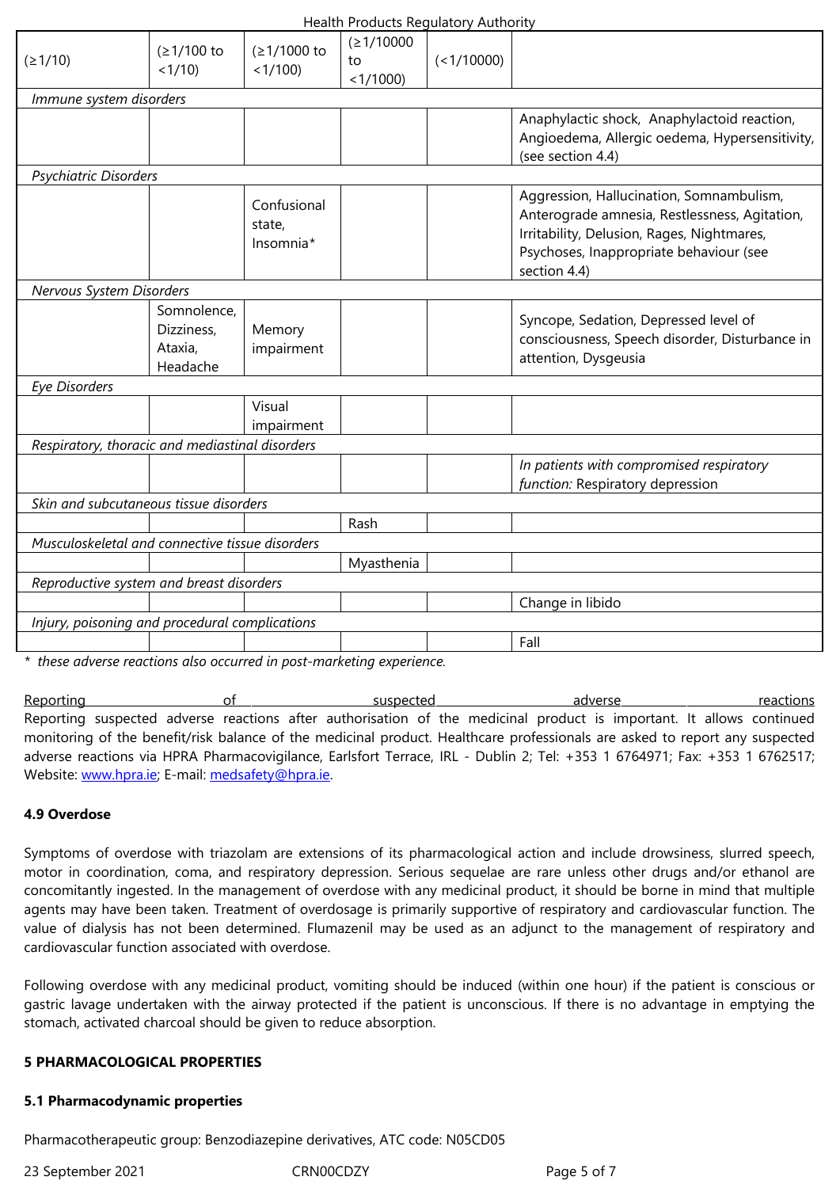| (≥1/10) | (≥1/100 to <1/10) | (≥1/1000 to <1/100) | (≥1/10000 to <1/1000) | (<1/10000) | |
|---|---|---|---|---|---|
| *Immune system disorders* | | | | | |
| | | | | | Anaphylactic shock, Anaphylactoid reaction, Angioedema, Allergic oedema, Hypersensitivity, (see section 4.4) |
| *Psychiatric Disorders* | | | | | |
| | | Confusional state, Insomnia* | | | Aggression, Hallucination, Somnambulism, Anterograde amnesia, Restlessness, Agitation, Irritability, Delusion, Rages, Nightmares, Psychoses, Inappropriate behaviour (see section 4.4) |
| *Nervous System Disorders* | | | | | |
| | Somnolence, Dizziness, Ataxia, Headache | Memory impairment | | | Syncope, Sedation, Depressed level of consciousness, Speech disorder, Disturbance in attention, Dysgeusia |
| *Eye Disorders* | | | | | |
| | | Visual impairment | | | |
| *Respiratory, thoracic and mediastinal disorders* | | | | | |
| | | | | | *In patients with compromised respiratory function:* Respiratory depression |
| *Skin and subcutaneous tissue disorders* | | | | | |
| | | | Rash | | |
| *Musculoskeletal and connective tissue disorders* | | | | | |
| | | | Myasthenia | | |
| *Reproductive system and breast disorders* | | | | | |
| | | | | | Change in libido |
| *Injury, poisoning and procedural complications* | | | | | |
| | | | | | Fall |

* *these adverse reactions also occurred in post-marketing experience.*

Reporting of suspected adverse reactions

Reporting suspected adverse reactions after authorisation of the medicinal product is important. It allows continued monitoring of the benefit/risk balance of the medicinal product. Healthcare professionals are asked to report any suspected adverse reactions via HPRA Pharmacovigilance, Earlsfort Terrace, IRL - Dublin 2; Tel: +353 1 6764971; Fax: +353 1 6762517; Website: www.hpra.ie; E-mail: medsafety@hpra.ie.

### 4.9 Overdose

Symptoms of overdose with triazolam are extensions of its pharmacological action and include drowsiness, slurred speech, motor in coordination, coma, and respiratory depression. Serious sequelae are rare unless other drugs and/or ethanol are concomitantly ingested. In the management of overdose with any medicinal product, it should be borne in mind that multiple agents may have been taken. Treatment of overdosage is primarily supportive of respiratory and cardiovascular function. The value of dialysis has not been determined. Flumazenil may be used as an adjunct to the management of respiratory and cardiovascular function associated with overdose.

Following overdose with any medicinal product, vomiting should be induced (within one hour) if the patient is conscious or gastric lavage undertaken with the airway protected if the patient is unconscious. If there is no advantage in emptying the stomach, activated charcoal should be given to reduce absorption.

## 5 PHARMACOLOGICAL PROPERTIES

### 5.1 Pharmacodynamic properties

Pharmacotherapeutic group: Benzodiazepine derivatives, ATC code: N05CD05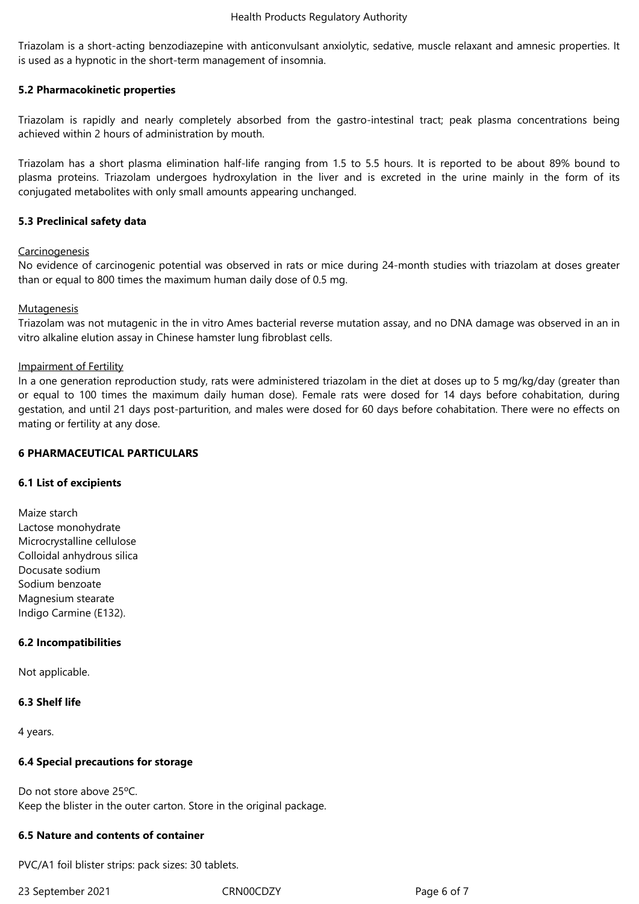Triazolam is a short-acting benzodiazepine with anticonvulsant anxiolytic, sedative, muscle relaxant and amnesic properties. It is used as a hypnotic in the short-term management of insomnia.

**5.2 Pharmacokinetic properties**

Triazolam is rapidly and nearly completely absorbed from the gastro-intestinal tract; peak plasma concentrations being achieved within 2 hours of administration by mouth.

Triazolam has a short plasma elimination half-life ranging from 1.5 to 5.5 hours. It is reported to be about 89% bound to plasma proteins. Triazolam undergoes hydroxylation in the liver and is excreted in the urine mainly in the form of its conjugated metabolites with only small amounts appearing unchanged.

**5.3 Preclinical safety data**

Carcinogenesis
No evidence of carcinogenic potential was observed in rats or mice during 24-month studies with triazolam at doses greater than or equal to 800 times the maximum human daily dose of 0.5 mg.

Mutagenesis
Triazolam was not mutagenic in the in vitro Ames bacterial reverse mutation assay, and no DNA damage was observed in an in vitro alkaline elution assay in Chinese hamster lung fibroblast cells.

Impairment of Fertility
In a one generation reproduction study, rats were administered triazolam in the diet at doses up to 5 mg/kg/day (greater than or equal to 100 times the maximum daily human dose). Female rats were dosed for 14 days before cohabitation, during gestation, and until 21 days post-parturition, and males were dosed for 60 days before cohabitation. There were no effects on mating or fertility at any dose.

**6 PHARMACEUTICAL PARTICULARS**

**6.1 List of excipients**

Maize starch
Lactose monohydrate
Microcrystalline cellulose
Colloidal anhydrous silica
Docusate sodium
Sodium benzoate
Magnesium stearate
Indigo Carmine (E132).

**6.2 Incompatibilities**

Not applicable.

**6.3 Shelf life**

4 years.

**6.4 Special precautions for storage**

Do not store above 25ºC.
Keep the blister in the outer carton. Store in the original package.

**6.5 Nature and contents of container**

PVC/A1 foil blister strips: pack sizes: 30 tablets.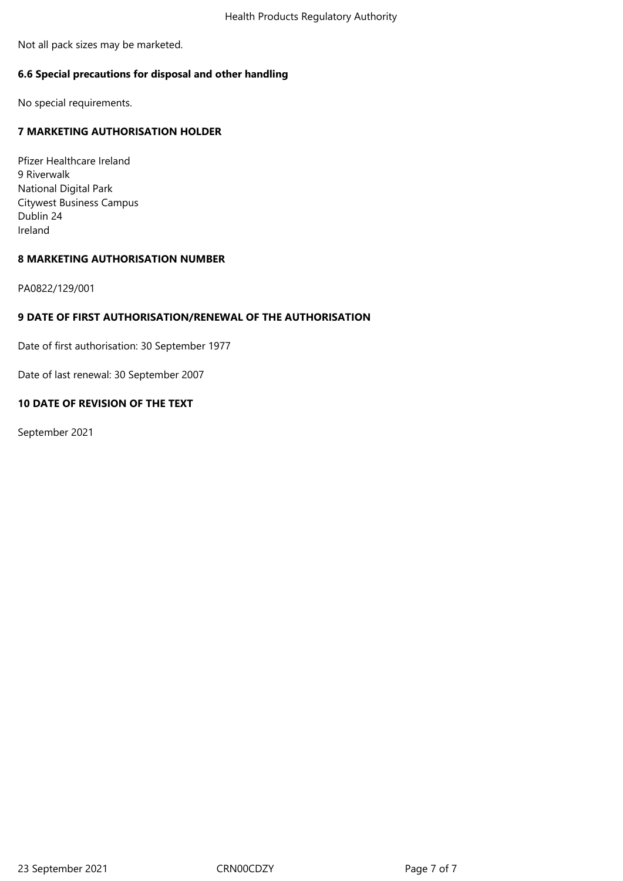Not all pack sizes may be marketed.

### 6.6 Special precautions for disposal and other handling

No special requirements.

## 7 MARKETING AUTHORISATION HOLDER

Pfizer Healthcare Ireland
9 Riverwalk
National Digital Park
Citywest Business Campus
Dublin 24
Ireland

## 8 MARKETING AUTHORISATION NUMBER

PA0822/129/001

## 9 DATE OF FIRST AUTHORISATION/RENEWAL OF THE AUTHORISATION

Date of first authorisation: 30 September 1977

Date of last renewal: 30 September 2007

## 10 DATE OF REVISION OF THE TEXT

September 2021